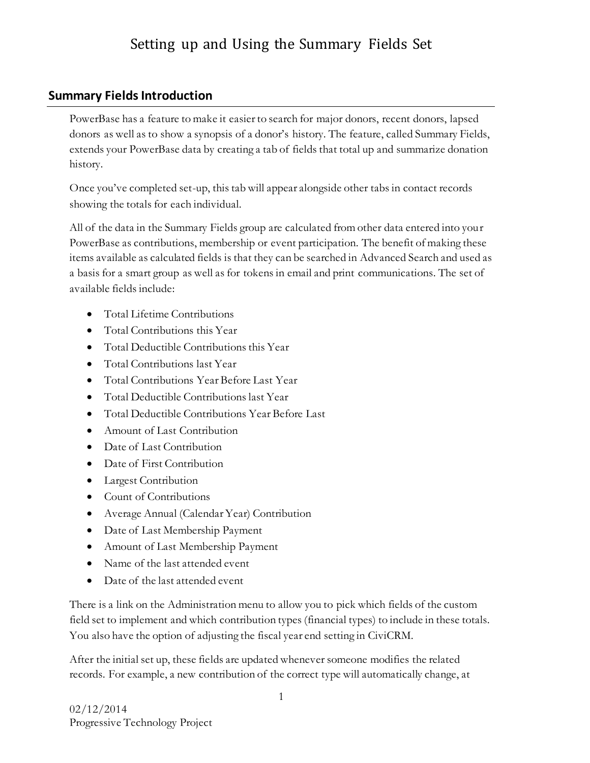# Setting up and Using the Summary Fields Set

## Summary Fields Introduction

PowerBase has a feature to make it easier to search for major donors, recent donors, lapsed donors as well as to show a synopsis of a donor's history. The feature, called Summary Fields, extends your PowerBase data by creating a tab of fields that total up and summarize donation history.

Once you've completed set-up, this tab will appear alongside other tabs in contact records showing the totals for each individual.

All of the data in the Summary Fields group are calculated from other data entered into your PowerBase as contributions, membership or event participation. The benefit of making these items available as calculated fields is that they can be searched in Advanced Search and used as a basis for a smart group as well as for tokens in email and print communications. The set of available fields include:

- Total Lifetime Contributions
- Total Contributions this Year
- Total Deductible Contributions this Year
- Total Contributions last Year
- Total Contributions Year Before Last Year
- Total Deductible Contributions last Year
- Total Deductible Contributions Year Before Last
- Amount of Last Contribution
- Date of Last Contribution
- Date of First Contribution
- Largest Contribution
- Count of Contributions
- Average Annual (Calendar Year) Contribution
- Date of Last Membership Payment
- Amount of Last Membership Payment
- Name of the last attended event
- Date of the last attended event

There is a link on the Administration menu to allow you to pick which fields of the custom field set to implement and which contribution types (financial types) to include in these totals. You also have the option of adjusting the fiscal year end setting in CiviCRM.

After the initial set up, these fields are updated whenever someone modifies the related records. For example, a new contribution of the correct type will automatically change, at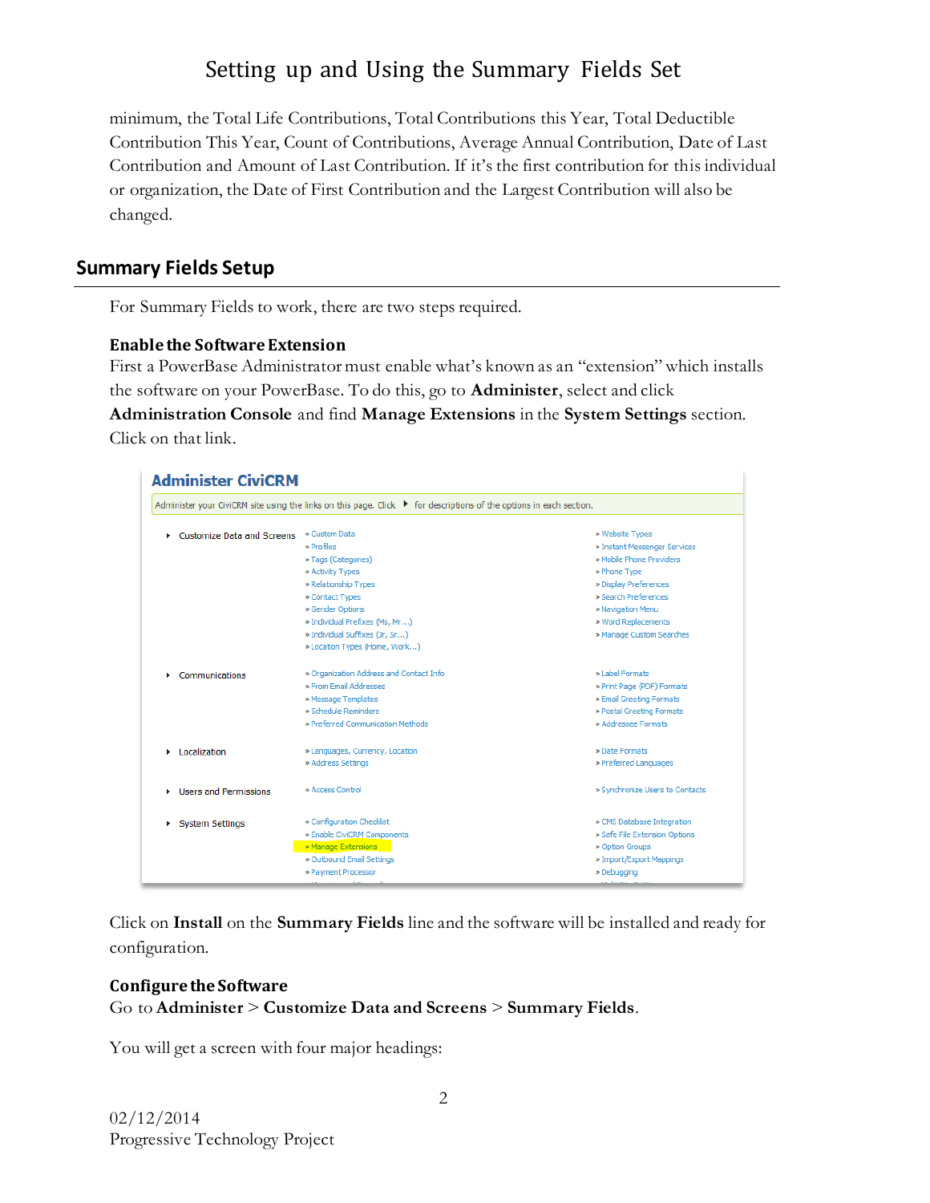minimum, the Total Life Contributions, Total Contributions this Year, Total Deductible Contribution This Year, Count of Contributions, Average Annual Contribution, Date of Last Contribution and Amount of Last Contribution. If it's the first contribution for this individual or organization, the Date of First Contribution and the Largest Contribution will also be changed.

## Summary Fields Setup

For Summary Fields to work, there are two steps required.

### Enable the Software Extension

First a PowerBase Administrator must enable what's known as an "extension" which installs the software on your PowerBase. To do this, go to **Administer**, select and click **Administration Console** and find **Manage Extensions** in the **System Settings** section. Click on that link.

Click on **Install** on the **Summary Fields** line and the software will be installed and ready for configuration.

### Configure the Software

Go to **Administer** > **Customize Data and Screens** > **Summary Fields**.

You will get a screen with four major headings: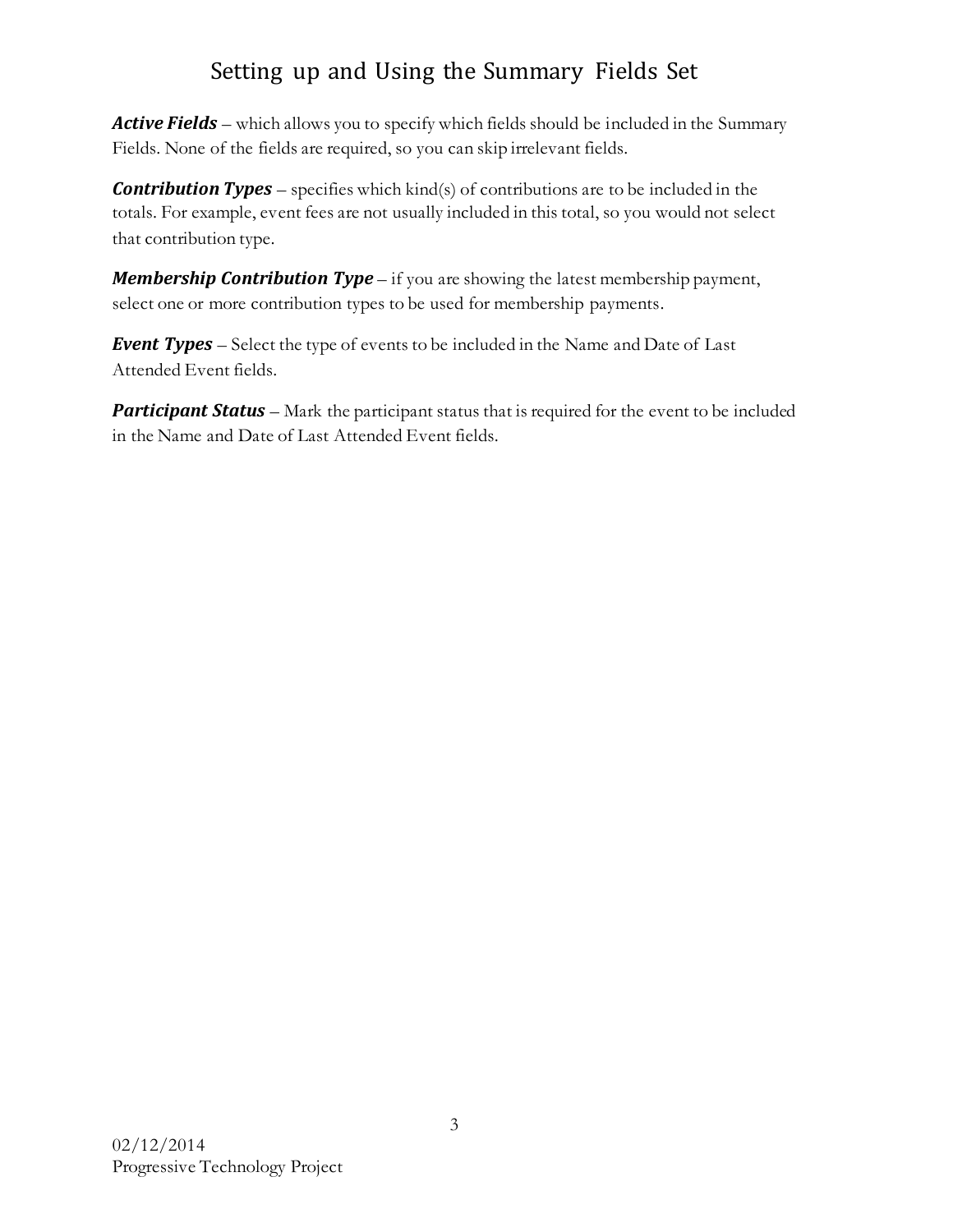# Setting up and Using the Summary Fields Set

***Active Fields*** – which allows you to specify which fields should be included in the Summary Fields. None of the fields are required, so you can skip irrelevant fields.

***Contribution Types*** – specifies which kind(s) of contributions are to be included in the totals. For example, event fees are not usually included in this total, so you would not select that contribution type.

***Membership Contribution Type*** – if you are showing the latest membership payment, select one or more contribution types to be used for membership payments.

***Event Types*** – Select the type of events to be included in the Name and Date of Last Attended Event fields.

***Participant Status*** – Mark the participant status that is required for the event to be included in the Name and Date of Last Attended Event fields.

02/12/2014
Progressive Technology Project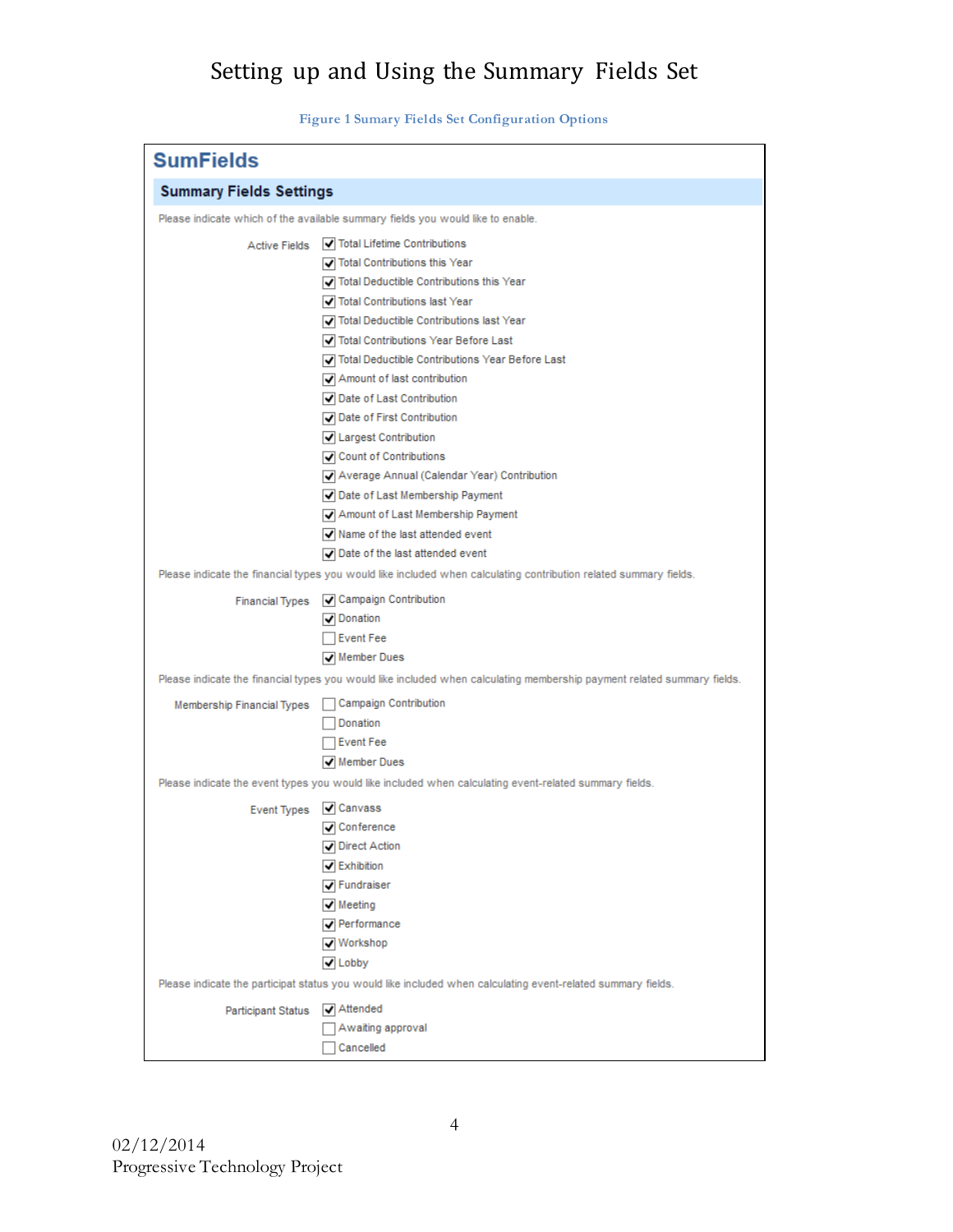# Setting up and Using the Summary Fields Set

Figure 1 Sumary Fields Set Configuration Options

## SumFields

### Summary Fields Settings

Please indicate which of the available summary fields you would like to enable.

Active Fields
- [x] Total Lifetime Contributions
- [x] Total Contributions this Year
- [x] Total Deductible Contributions this Year
- [x] Total Contributions last Year
- [x] Total Deductible Contributions last Year
- [x] Total Contributions Year Before Last
- [x] Total Deductible Contributions Year Before Last
- [x] Amount of last contribution
- [x] Date of Last Contribution
- [x] Date of First Contribution
- [x] Largest Contribution
- [x] Count of Contributions
- [x] Average Annual (Calendar Year) Contribution
- [x] Date of Last Membership Payment
- [x] Amount of Last Membership Payment
- [x] Name of the last attended event
- [x] Date of the last attended event

Please indicate the financial types you would like included when calculating contribution related summary fields.

Financial Types
- [x] Campaign Contribution
- [x] Donation
- [ ] Event Fee
- [x] Member Dues

Please indicate the financial types you would like included when calculating membership payment related summary fields.

Membership Financial Types
- [ ] Campaign Contribution
- [ ] Donation
- [ ] Event Fee
- [x] Member Dues

Please indicate the event types you would like included when calculating event-related summary fields.

Event Types
- [x] Canvass
- [x] Conference
- [x] Direct Action
- [x] Exhibition
- [x] Fundraiser
- [x] Meeting
- [x] Performance
- [x] Workshop
- [x] Lobby

Please indicate the participat status you would like included when calculating event-related summary fields.

Participant Status
- [x] Attended
- [ ] Awaiting approval
- [ ] Cancelled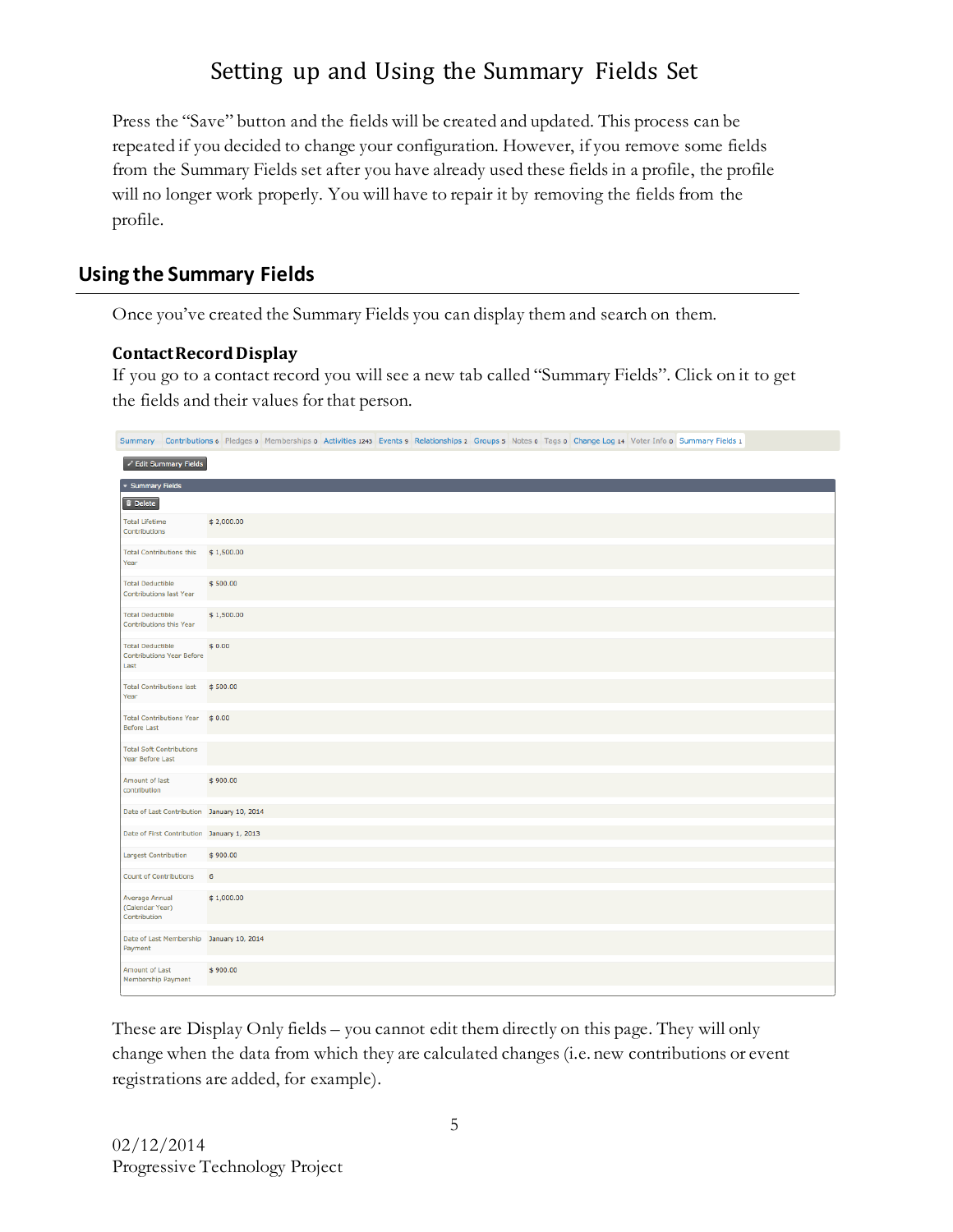# Setting up and Using the Summary Fields Set

Press the "Save" button and the fields will be created and updated. This process can be repeated if you decided to change your configuration. However, if you remove some fields from the Summary Fields set after you have already used these fields in a profile, the profile will no longer work properly. You will have to repair it by removing the fields from the profile.

## Using the Summary Fields

Once you've created the Summary Fields you can display them and search on them.

### Contact Record Display

If you go to a contact record you will see a new tab called "Summary Fields". Click on it to get the fields and their values for that person.

Summary | Contributions 6 | Pledges 0 | Memberships 0 | Activities 1243 | Events 9 | Relationships 2 | Groups 5 | Notes 0 | Tags 0 | Change Log 14 | Voter Info 0 | Summary Fields 1

Edit Summary Fields

Summary Fields

Delete

| Field | Value |
| --- | --- |
| Total Lifetime Contributions | $ 2,000.00 |
| Total Contributions this Year | $ 1,500.00 |
| Total Deductible Contributions last Year | $ 500.00 |
| Total Deductible Contributions this Year | $ 1,500.00 |
| Total Deductible Contributions Year Before Last | $ 0.00 |
| Total Contributions last Year | $ 500.00 |
| Total Contributions Year Before Last | $ 0.00 |
| Total Soft Contributions Year Before Last | |
| Amount of last contribution | $ 900.00 |
| Date of Last Contribution | January 10, 2014 |
| Date of First Contribution | January 1, 2013 |
| Largest Contribution | $ 900.00 |
| Count of Contributions | 6 |
| Average Annual (Calendar Year) Contribution | $ 1,000.00 |
| Date of Last Membership Payment | January 10, 2014 |
| Amount of Last Membership Payment | $ 900.00 |

These are Display Only fields – you cannot edit them directly on this page. They will only change when the data from which they are calculated changes (i.e. new contributions or event registrations are added, for example).

02/12/2014
Progressive Technology Project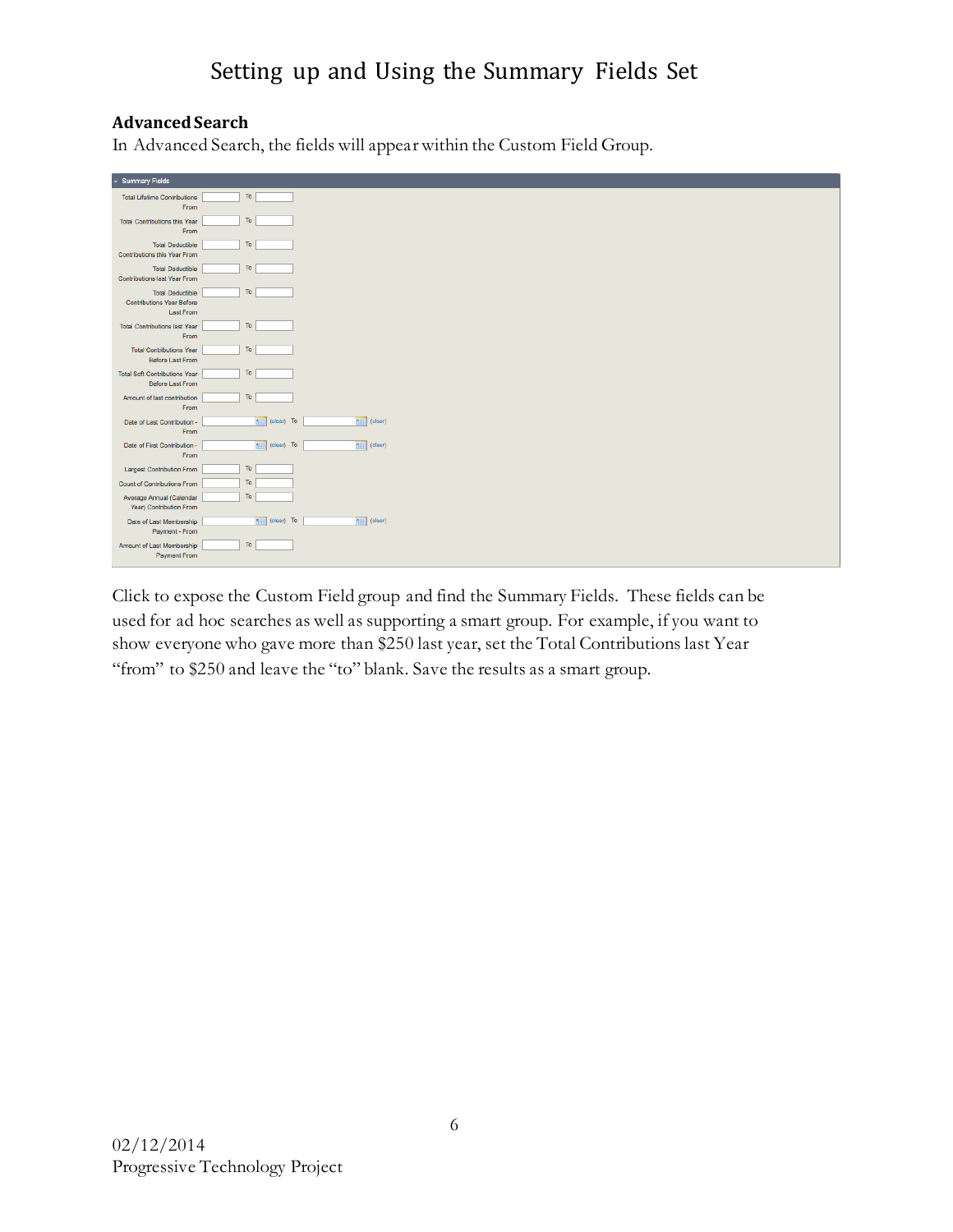## Advanced Search

In Advanced Search, the fields will appear within the Custom Field Group.

Summary Fields

Total Lifetime Contributions From — To

Total Contributions this Year From — To

Total Deductible Contributions this Year From — To

Total Deductible Contributions last Year From — To

Total Deductible Contributions Year Before Last From — To

Total Contributions last Year From — To

Total Contributions Year Before Last From — To

Total Soft Contributions Year Before Last From — To

Amount of last contribution From — To

Date of Last Contribution - From (clear) To (clear)

Date of First Contribution - From (clear) To (clear)

Largest Contribution From — To

Count of Contributions From — To

Average Annual (Calendar Year) Contribution From — To

Date of Last Membership Payment - From (clear) To (clear)

Amount of Last Membership Payment From — To

Click to expose the Custom Field group and find the Summary Fields. These fields can be used for ad hoc searches as well as supporting a smart group. For example, if you want to show everyone who gave more than $250 last year, set the Total Contributions last Year "from" to $250 and leave the "to" blank. Save the results as a smart group.